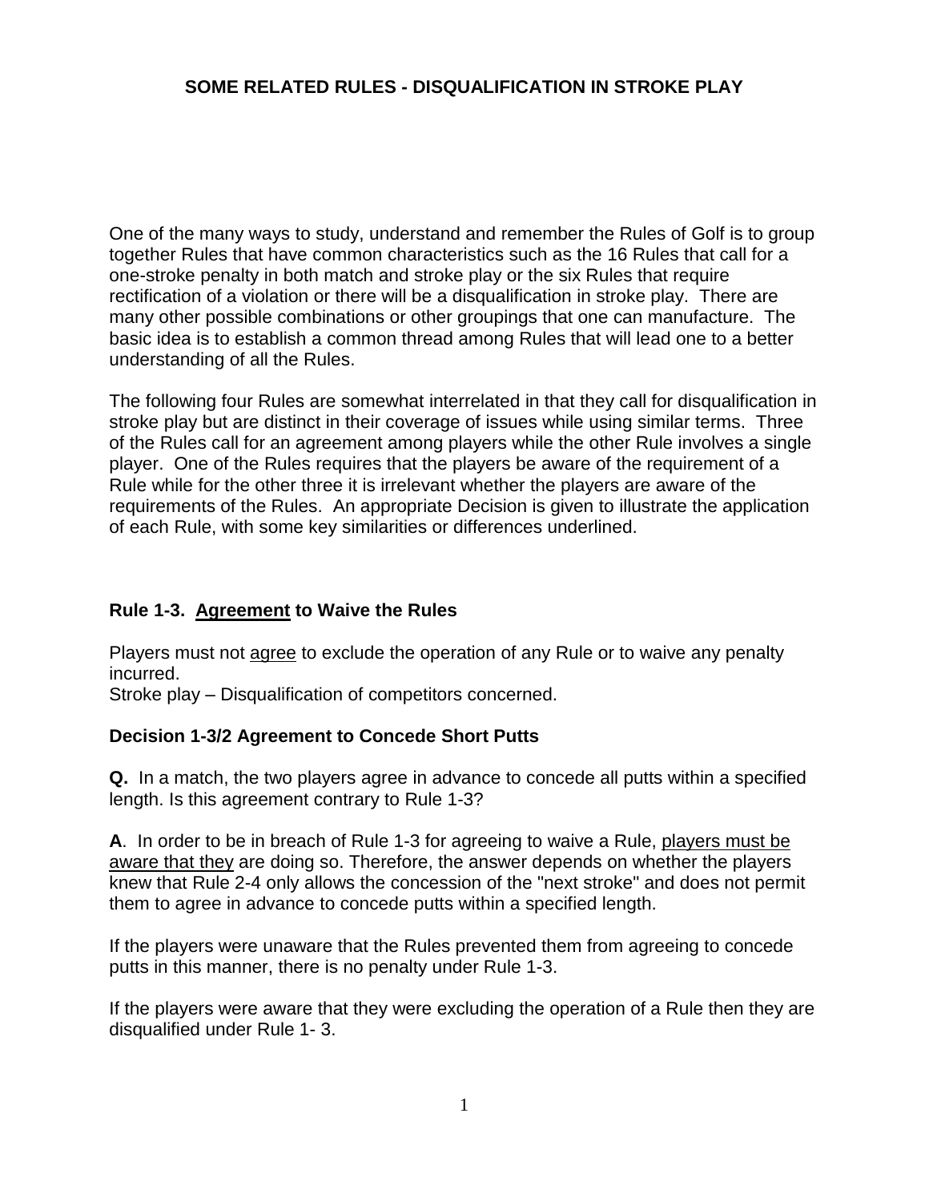# SOME RELATED RULES - DISQUALIFICATION IN STROKE PLAY

One of the many ways to study, understand and remember the Rules of Golf is to group together Rules that have common characteristics such as the 16 Rules that call for a one-stroke penalty in both match and stroke play or the six Rules that require rectification of a violation or there will be a disqualification in stroke play. There are many other possible combinations or other groupings that one can manufacture. The basic idea is to establish a common thread among Rules that will lead one to a better understanding of all the Rules.

The following four Rules are somewhat interrelated in that they call for disqualification in stroke play but are distinct in their coverage of issues while using similar terms. Three of the Rules call for an agreement among players while the other Rule involves a single player. One of the Rules requires that the players be aware of the requirement of a Rule while for the other three it is irrelevant whether the players are aware of the requirements of the Rules. An appropriate Decision is given to illustrate the application of each Rule, with some key similarities or differences underlined.

## Rule 1-3. <u>Agreement</u> to Waive the Rules

Players must not <u>agree</u> to exclude the operation of any Rule or to waive any penalty incurred.
Stroke play – Disqualification of competitors concerned.

### Decision 1-3/2 Agreement to Concede Short Putts

**Q.** In a match, the two players agree in advance to concede all putts within a specified length. Is this agreement contrary to Rule 1-3?

**A**. In order to be in breach of Rule 1-3 for agreeing to waive a Rule, <u>players must be aware that they</u> are doing so. Therefore, the answer depends on whether the players knew that Rule 2-4 only allows the concession of the "next stroke" and does not permit them to agree in advance to concede putts within a specified length.

If the players were unaware that the Rules prevented them from agreeing to concede putts in this manner, there is no penalty under Rule 1-3.

If the players were aware that they were excluding the operation of a Rule then they are disqualified under Rule 1- 3.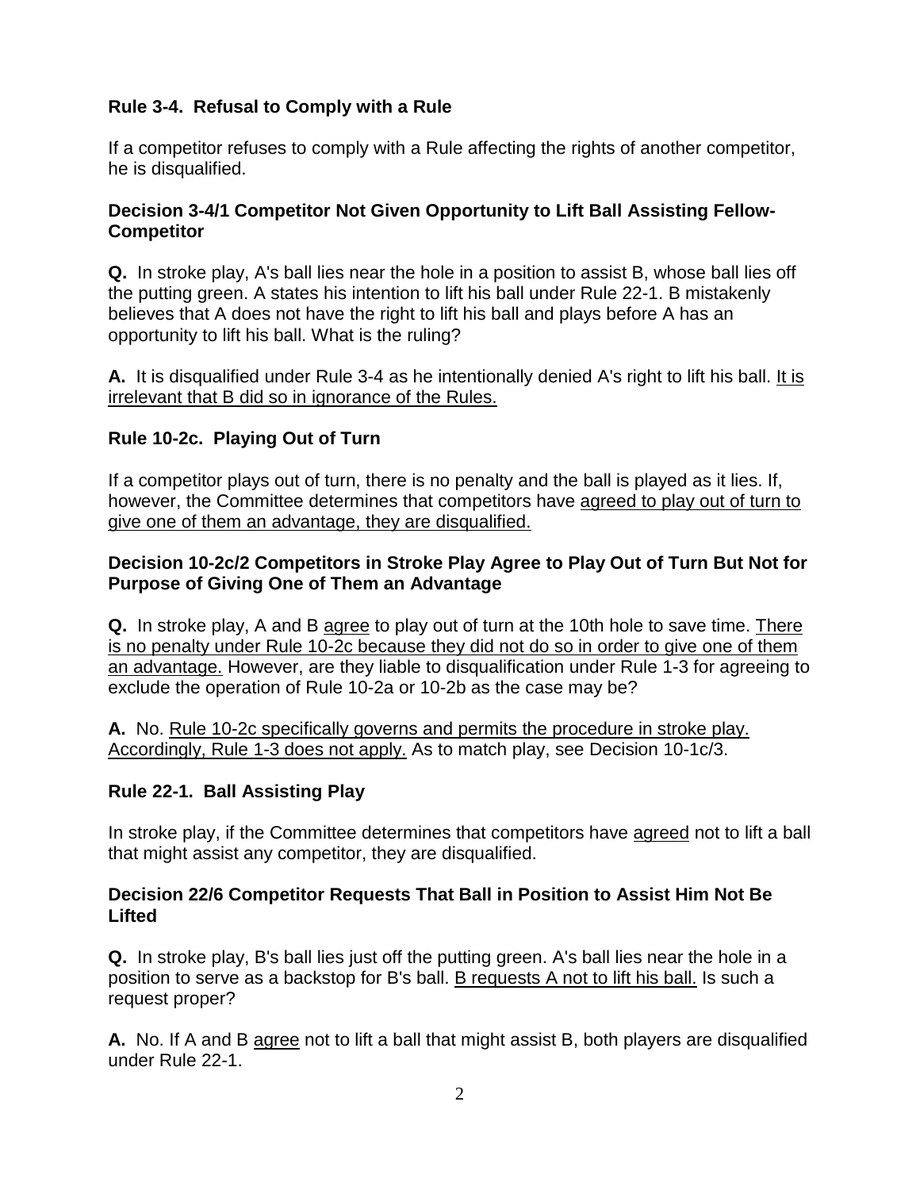### Rule 3-4. Refusal to Comply with a Rule

If a competitor refuses to comply with a Rule affecting the rights of another competitor, he is disqualified.

### Decision 3-4/1 Competitor Not Given Opportunity to Lift Ball Assisting Fellow-Competitor

**Q.** In stroke play, A's ball lies near the hole in a position to assist B, whose ball lies off the putting green. A states his intention to lift his ball under Rule 22-1. B mistakenly believes that A does not have the right to lift his ball and plays before A has an opportunity to lift his ball. What is the ruling?

**A.** It is disqualified under Rule 3-4 as he intentionally denied A's right to lift his ball. <u>It is irrelevant that B did so in ignorance of the Rules.</u>

### Rule 10-2c. Playing Out of Turn

If a competitor plays out of turn, there is no penalty and the ball is played as it lies. If, however, the Committee determines that competitors have <u>agreed to play out of turn to give one of them an advantage, they are disqualified.</u>

### Decision 10-2c/2 Competitors in Stroke Play Agree to Play Out of Turn But Not for Purpose of Giving One of Them an Advantage

**Q.** In stroke play, A and B <u>agree</u> to play out of turn at the 10th hole to save time. <u>There is no penalty under Rule 10-2c because they did not do so in order to give one of them an advantage.</u> However, are they liable to disqualification under Rule 1-3 for agreeing to exclude the operation of Rule 10-2a or 10-2b as the case may be?

**A.** No. <u>Rule 10-2c specifically governs and permits the procedure in stroke play. Accordingly, Rule 1-3 does not apply.</u> As to match play, see Decision 10-1c/3.

### Rule 22-1. Ball Assisting Play

In stroke play, if the Committee determines that competitors have <u>agreed</u> not to lift a ball that might assist any competitor, they are disqualified.

### Decision 22/6 Competitor Requests That Ball in Position to Assist Him Not Be Lifted

**Q.** In stroke play, B's ball lies just off the putting green. A's ball lies near the hole in a position to serve as a backstop for B's ball. <u>B requests A not to lift his ball.</u> Is such a request proper?

**A.** No. If A and B <u>agree</u> not to lift a ball that might assist B, both players are disqualified under Rule 22-1.